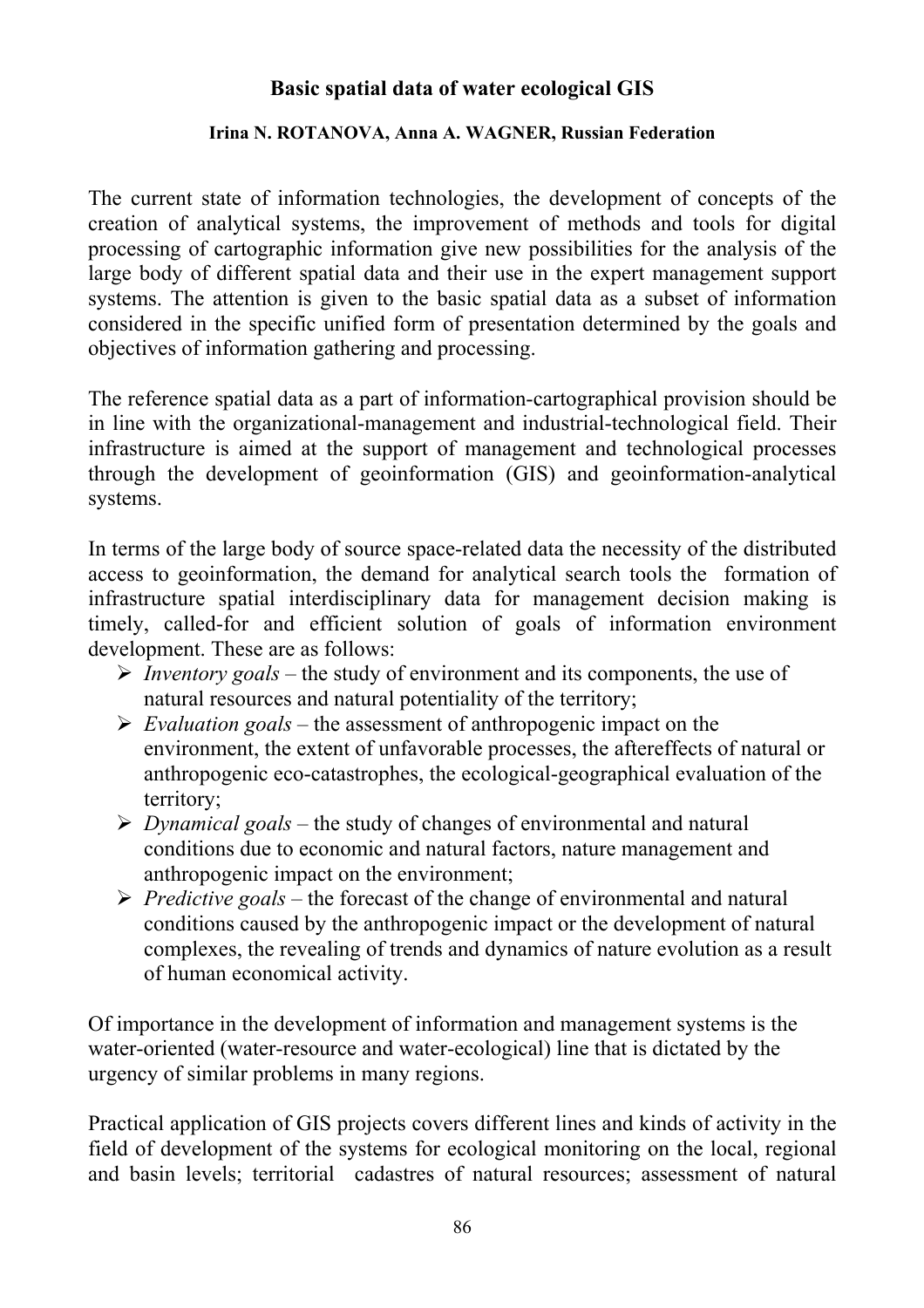# Basic spatial data of water ecological GIS

**Irina N. ROTANOVA, Anna A. WAGNER, Russian Federation**

The current state of information technologies, the development of concepts of the creation of analytical systems, the improvement of methods and tools for digital processing of cartographic information give new possibilities for the analysis of the large body of different spatial data and their use in the expert management support systems. The attention is given to the basic spatial data as a subset of information considered in the specific unified form of presentation determined by the goals and objectives of information gathering and processing.

The reference spatial data as a part of information-cartographical provision should be in line with the organizational-management and industrial-technological field. Their infrastructure is aimed at the support of management and technological processes through the development of geoinformation (GIS) and geoinformation-analytical systems.

In terms of the large body of source space-related data the necessity of the distributed access to geoinformation, the demand for analytical search tools the formation of infrastructure spatial interdisciplinary data for management decision making is timely, called-for and efficient solution of goals of information environment development. These are as follows:

- *Inventory goals* – the study of environment and its components, the use of natural resources and natural potentiality of the territory;
- *Evaluation goals* – the assessment of anthropogenic impact on the environment, the extent of unfavorable processes, the aftereffects of natural or anthropogenic eco-catastrophes, the ecological-geographical evaluation of the territory;
- *Dynamical goals* – the study of changes of environmental and natural conditions due to economic and natural factors, nature management and anthropogenic impact on the environment;
- *Predictive goals* – the forecast of the change of environmental and natural conditions caused by the anthropogenic impact or the development of natural complexes, the revealing of trends and dynamics of nature evolution as a result of human economical activity.

Of importance in the development of information and management systems is the water-oriented (water-resource and water-ecological) line that is dictated by the urgency of similar problems in many regions.

Practical application of GIS projects covers different lines and kinds of activity in the field of development of the systems for ecological monitoring on the local, regional and basin levels; territorial cadastres of natural resources; assessment of natural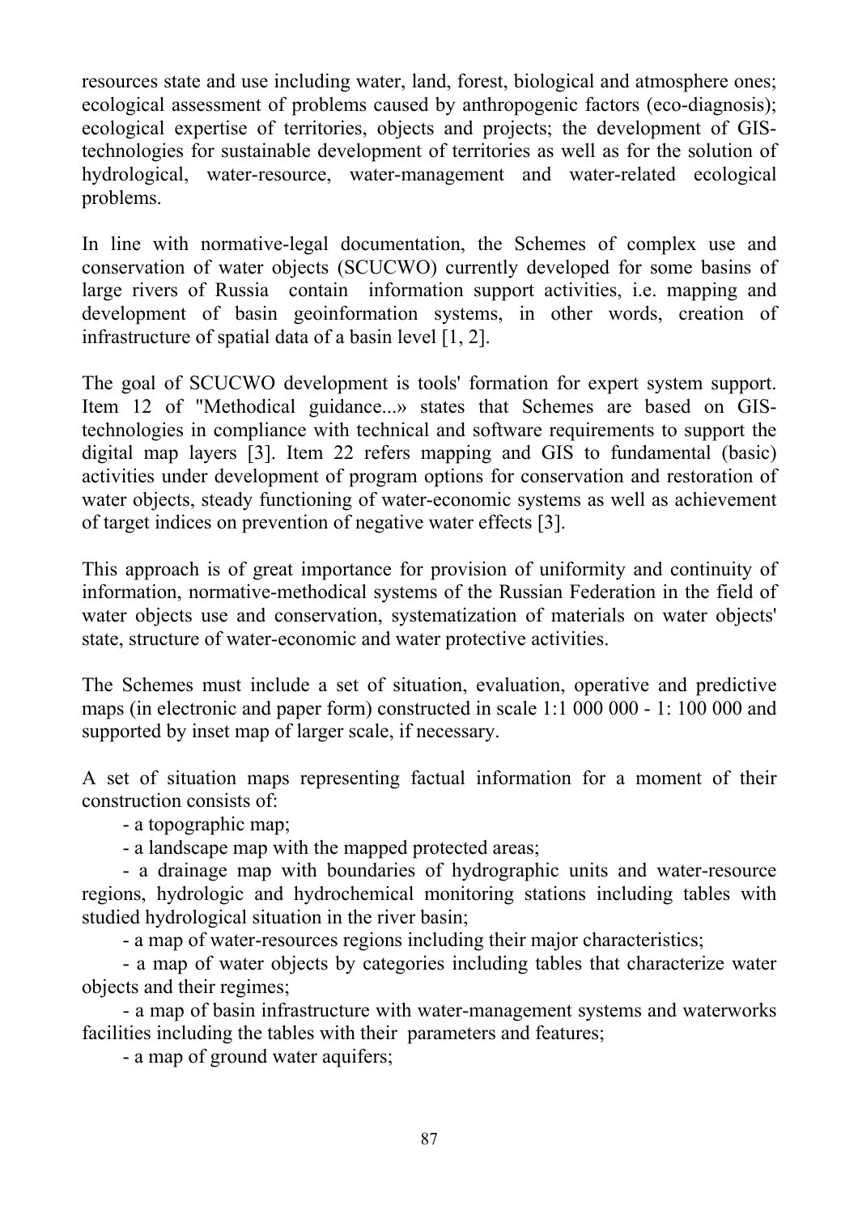resources state and use including water, land, forest, biological and atmosphere ones; ecological assessment of problems caused by anthropogenic factors (eco-diagnosis); ecological expertise of territories, objects and projects; the development of GIS-technologies for sustainable development of territories as well as for the solution of hydrological, water-resource, water-management and water-related ecological problems.

In line with normative-legal documentation, the Schemes of complex use and conservation of water objects (SCUCWO) currently developed for some basins of large rivers of Russia contain information support activities, i.e. mapping and development of basin geoinformation systems, in other words, creation of infrastructure of spatial data of a basin level [1, 2].

The goal of SCUCWO development is tools' formation for expert system support. Item 12 of "Methodical guidance...» states that Schemes are based on GIS-technologies in compliance with technical and software requirements to support the digital map layers [3]. Item 22 refers mapping and GIS to fundamental (basic) activities under development of program options for conservation and restoration of water objects, steady functioning of water-economic systems as well as achievement of target indices on prevention of negative water effects [3].

This approach is of great importance for provision of uniformity and continuity of information, normative-methodical systems of the Russian Federation in the field of water objects use and conservation, systematization of materials on water objects' state, structure of water-economic and water protective activities.

The Schemes must include a set of situation, evaluation, operative and predictive maps (in electronic and paper form) constructed in scale 1:1 000 000 - 1: 100 000 and supported by inset map of larger scale, if necessary.

A set of situation maps representing factual information for a moment of their construction consists of:

- a topographic map;
- a landscape map with the mapped protected areas;
- a drainage map with boundaries of hydrographic units and water-resource regions, hydrologic and hydrochemical monitoring stations including tables with studied hydrological situation in the river basin;
- a map of water-resources regions including their major characteristics;
- a map of water objects by categories including tables that characterize water objects and their regimes;
- a map of basin infrastructure with water-management systems and waterworks facilities including the tables with their parameters and features;
- a map of ground water aquifers;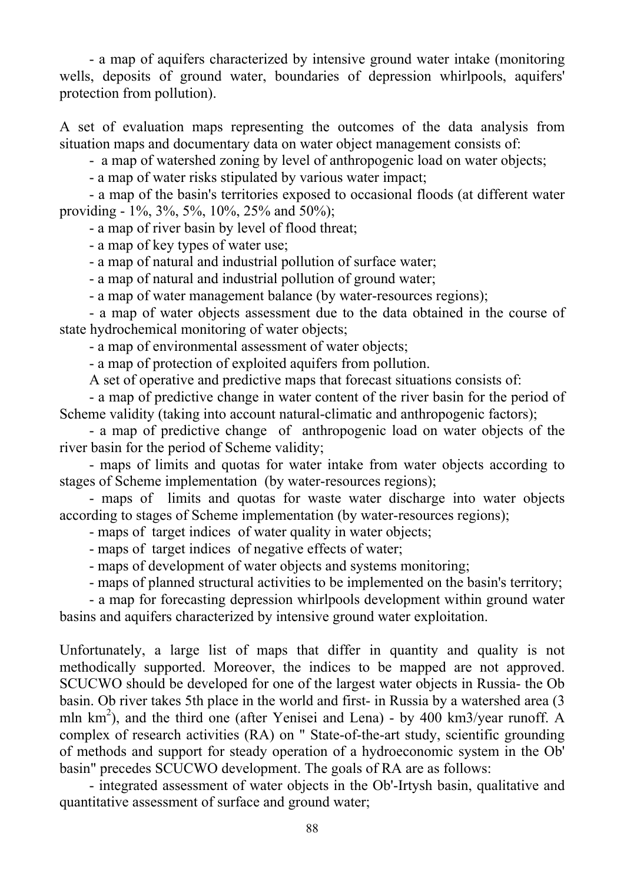- a map of aquifers characterized by intensive ground water intake (monitoring wells, deposits of ground water, boundaries of depression whirlpools, aquifers' protection from pollution).

A set of evaluation maps representing the outcomes of the data analysis from situation maps and documentary data on water object management consists of:

- a map of watershed zoning by level of anthropogenic load on water objects;
- a map of water risks stipulated by various water impact;
- a map of the basin's territories exposed to occasional floods (at different water providing - 1%, 3%, 5%, 10%, 25% and 50%);
- a map of river basin by level of flood threat;
- a map of key types of water use;
- a map of natural and industrial pollution of surface water;
- a map of natural and industrial pollution of ground water;
- a map of water management balance (by water-resources regions);
- a map of water objects assessment due to the data obtained in the course of state hydrochemical monitoring of water objects;
- a map of environmental assessment of water objects;
- a map of protection of exploited aquifers from pollution.

A set of operative and predictive maps that forecast situations consists of:

- a map of predictive change in water content of the river basin for the period of Scheme validity (taking into account natural-climatic and anthropogenic factors);
- a map of predictive change of anthropogenic load on water objects of the river basin for the period of Scheme validity;
- maps of limits and quotas for water intake from water objects according to stages of Scheme implementation (by water-resources regions);
- maps of limits and quotas for waste water discharge into water objects according to stages of Scheme implementation (by water-resources regions);
- maps of target indices of water quality in water objects;
- maps of target indices of negative effects of water;
- maps of development of water objects and systems monitoring;
- maps of planned structural activities to be implemented on the basin's territory;
- a map for forecasting depression whirlpools development within ground water basins and aquifers characterized by intensive ground water exploitation.

Unfortunately, a large list of maps that differ in quantity and quality is not methodically supported. Moreover, the indices to be mapped are not approved. SCUCWO should be developed for one of the largest water objects in Russia- the Ob basin. Ob river takes 5th place in the world and first- in Russia by a watershed area (3 mln $km^2$), and the third one (after Yenisei and Lena) - by 400 km3/year runoff. A complex of research activities (RA) on " State-of-the-art study, scientific grounding of methods and support for steady operation of a hydroeconomic system in the Ob' basin" precedes SCUCWO development. The goals of RA are as follows:

- integrated assessment of water objects in the Ob'-Irtysh basin, qualitative and quantitative assessment of surface and ground water;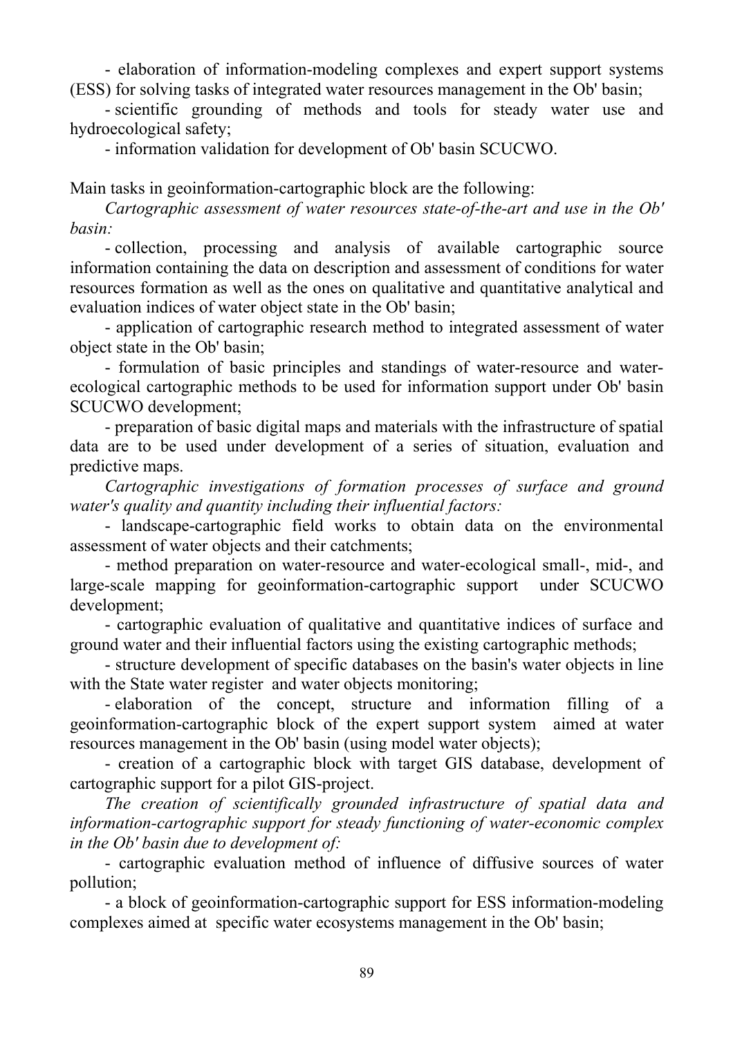- elaboration of information-modeling complexes and expert support systems (ESS) for solving tasks of integrated water resources management in the Ob' basin;

- scientific grounding of methods and tools for steady water use and hydroecological safety;

- information validation for development of Ob' basin SCUCWO.

Main tasks in geoinformation-cartographic block are the following:

*Cartographic assessment of water resources state-of-the-art and use in the Ob' basin:*

- collection, processing and analysis of available cartographic source information containing the data on description and assessment of conditions for water resources formation as well as the ones on qualitative and quantitative analytical and evaluation indices of water object state in the Ob' basin;

- application of cartographic research method to integrated assessment of water object state in the Ob' basin;

- formulation of basic principles and standings of water-resource and water-ecological cartographic methods to be used for information support under Ob' basin SCUCWO development;

- preparation of basic digital maps and materials with the infrastructure of spatial data are to be used under development of a series of situation, evaluation and predictive maps.

*Cartographic investigations of formation processes of surface and ground water's quality and quantity including their influential factors:*

- landscape-cartographic field works to obtain data on the environmental assessment of water objects and their catchments;

- method preparation on water-resource and water-ecological small-, mid-, and large-scale mapping for geoinformation-cartographic support under SCUCWO development;

- cartographic evaluation of qualitative and quantitative indices of surface and ground water and their influential factors using the existing cartographic methods;

- structure development of specific databases on the basin's water objects in line with the State water register and water objects monitoring;

- elaboration of the concept, structure and information filling of a geoinformation-cartographic block of the expert support system aimed at water resources management in the Ob' basin (using model water objects);

- creation of a cartographic block with target GIS database, development of cartographic support for a pilot GIS-project.

*The creation of scientifically grounded infrastructure of spatial data and information-cartographic support for steady functioning of water-economic complex in the Ob' basin due to development of:*

- cartographic evaluation method of influence of diffusive sources of water pollution;

- a block of geoinformation-cartographic support for ESS information-modeling complexes aimed at specific water ecosystems management in the Ob' basin;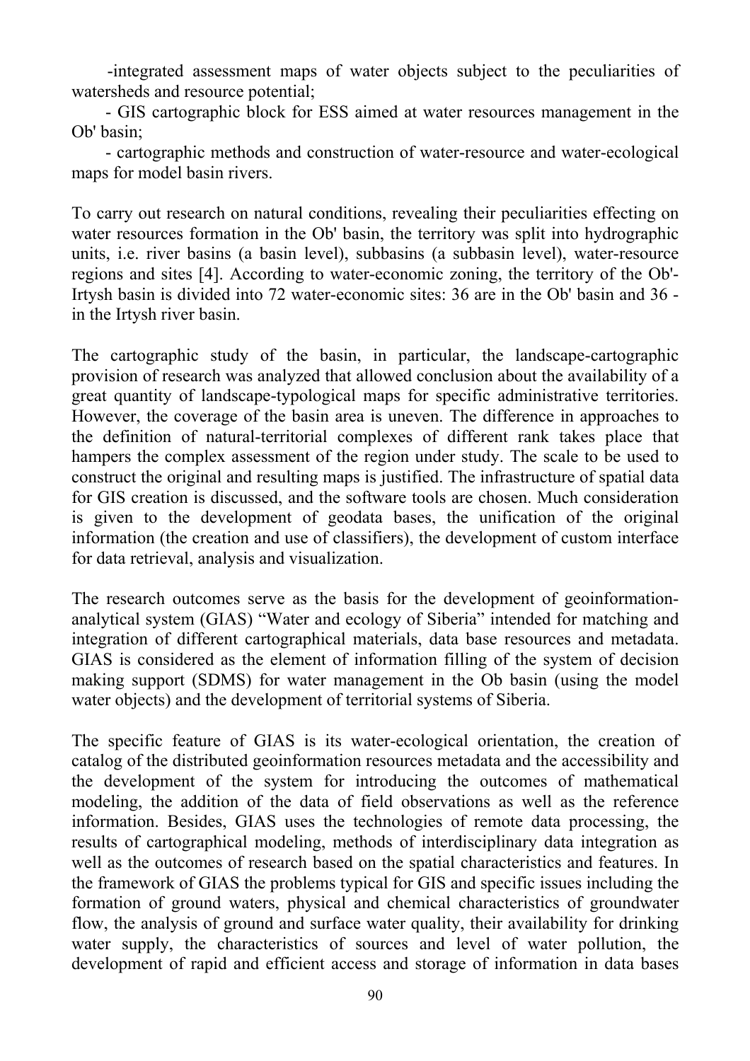-integrated assessment maps of water objects subject to the peculiarities of watersheds and resource potential;

- GIS cartographic block for ESS aimed at water resources management in the Ob' basin;
- cartographic methods and construction of water-resource and water-ecological maps for model basin rivers.

To carry out research on natural conditions, revealing their peculiarities effecting on water resources formation in the Ob' basin, the territory was split into hydrographic units, i.e. river basins (a basin level), subbasins (a subbasin level), water-resource regions and sites [4]. According to water-economic zoning, the territory of the Ob'-Irtysh basin is divided into 72 water-economic sites: 36 are in the Ob' basin and 36 - in the Irtysh river basin.

The cartographic study of the basin, in particular, the landscape-cartographic provision of research was analyzed that allowed conclusion about the availability of a great quantity of landscape-typological maps for specific administrative territories. However, the coverage of the basin area is uneven. The difference in approaches to the definition of natural-territorial complexes of different rank takes place that hampers the complex assessment of the region under study. The scale to be used to construct the original and resulting maps is justified. The infrastructure of spatial data for GIS creation is discussed, and the software tools are chosen. Much consideration is given to the development of geodata bases, the unification of the original information (the creation and use of classifiers), the development of custom interface for data retrieval, analysis and visualization.

The research outcomes serve as the basis for the development of geoinformation-analytical system (GIAS) “Water and ecology of Siberia” intended for matching and integration of different cartographical materials, data base resources and metadata. GIAS is considered as the element of information filling of the system of decision making support (SDMS) for water management in the Ob basin (using the model water objects) and the development of territorial systems of Siberia.

The specific feature of GIAS is its water-ecological orientation, the creation of catalog of the distributed geoinformation resources metadata and the accessibility and the development of the system for introducing the outcomes of mathematical modeling, the addition of the data of field observations as well as the reference information. Besides, GIAS uses the technologies of remote data processing, the results of cartographical modeling, methods of interdisciplinary data integration as well as the outcomes of research based on the spatial characteristics and features. In the framework of GIAS the problems typical for GIS and specific issues including the formation of ground waters, physical and chemical characteristics of groundwater flow, the analysis of ground and surface water quality, their availability for drinking water supply, the characteristics of sources and level of water pollution, the development of rapid and efficient access and storage of information in data bases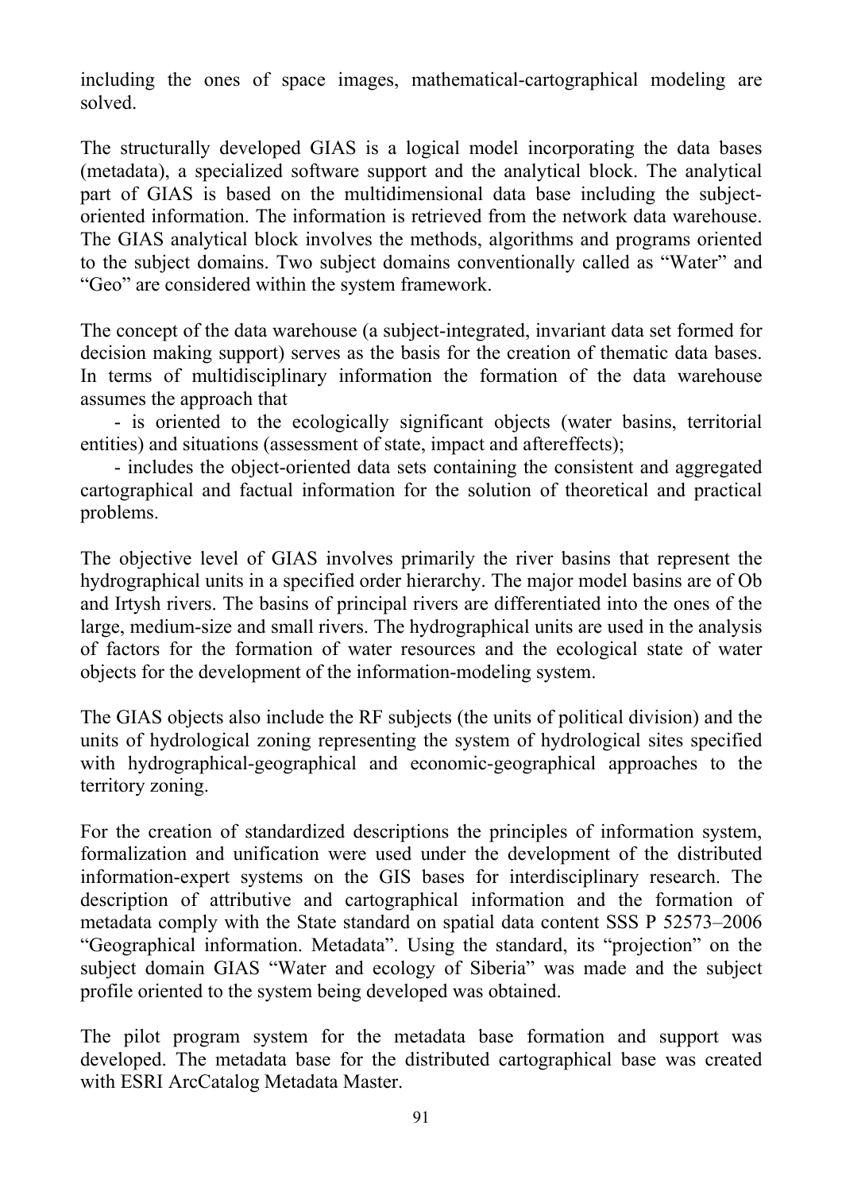including the ones of space images, mathematical-cartographical modeling are solved.

The structurally developed GIAS is a logical model incorporating the data bases (metadata), a specialized software support and the analytical block. The analytical part of GIAS is based on the multidimensional data base including the subject-oriented information. The information is retrieved from the network data warehouse. The GIAS analytical block involves the methods, algorithms and programs oriented to the subject domains. Two subject domains conventionally called as "Water" and "Geo" are considered within the system framework.

The concept of the data warehouse (a subject-integrated, invariant data set formed for decision making support) serves as the basis for the creation of thematic data bases. In terms of multidisciplinary information the formation of the data warehouse assumes the approach that

- is oriented to the ecologically significant objects (water basins, territorial entities) and situations (assessment of state, impact and aftereffects);
- includes the object-oriented data sets containing the consistent and aggregated cartographical and factual information for the solution of theoretical and practical problems.

The objective level of GIAS involves primarily the river basins that represent the hydrographical units in a specified order hierarchy. The major model basins are of Ob and Irtysh rivers. The basins of principal rivers are differentiated into the ones of the large, medium-size and small rivers. The hydrographical units are used in the analysis of factors for the formation of water resources and the ecological state of water objects for the development of the information-modeling system.

The GIAS objects also include the RF subjects (the units of political division) and the units of hydrological zoning representing the system of hydrological sites specified with hydrographical-geographical and economic-geographical approaches to the territory zoning.

For the creation of standardized descriptions the principles of information system, formalization and unification were used under the development of the distributed information-expert systems on the GIS bases for interdisciplinary research. The description of attributive and cartographical information and the formation of metadata comply with the State standard on spatial data content SSS P 52573–2006 "Geographical information. Metadata". Using the standard, its "projection" on the subject domain GIAS "Water and ecology of Siberia" was made and the subject profile oriented to the system being developed was obtained.

The pilot program system for the metadata base formation and support was developed. The metadata base for the distributed cartographical base was created with ESRI ArcCatalog Metadata Master.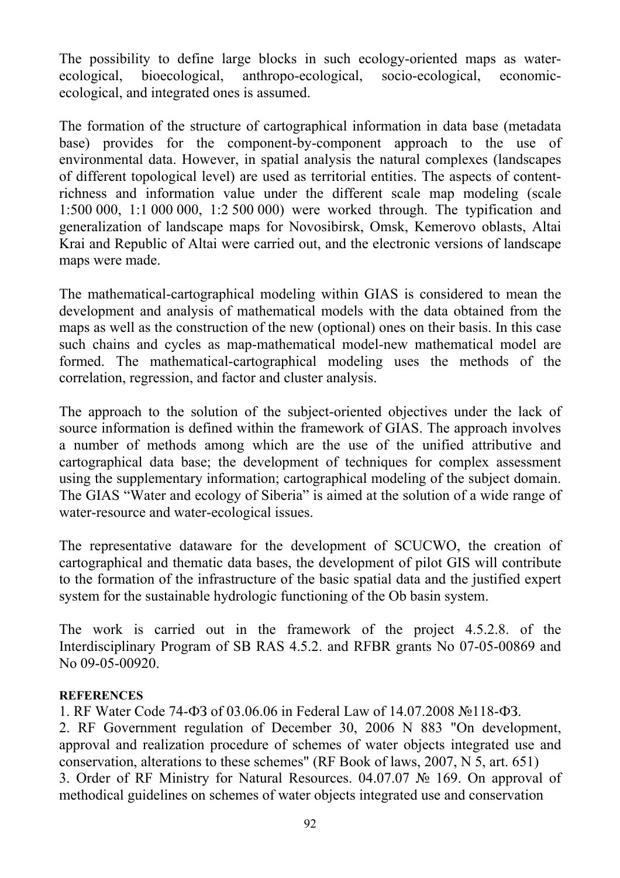The possibility to define large blocks in such ecology-oriented maps as water-ecological, bioecological, anthropo-ecological, socio-ecological, economic-ecological, and integrated ones is assumed.

The formation of the structure of cartographical information in data base (metadata base) provides for the component-by-component approach to the use of environmental data. However, in spatial analysis the natural complexes (landscapes of different topological level) are used as territorial entities. The aspects of content-richness and information value under the different scale map modeling (scale 1:500 000, 1:1 000 000, 1:2 500 000) were worked through. The typification and generalization of landscape maps for Novosibirsk, Omsk, Kemerovo oblasts, Altai Krai and Republic of Altai were carried out, and the electronic versions of landscape maps were made.

The mathematical-cartographical modeling within GIAS is considered to mean the development and analysis of mathematical models with the data obtained from the maps as well as the construction of the new (optional) ones on their basis. In this case such chains and cycles as map-mathematical model-new mathematical model are formed. The mathematical-cartographical modeling uses the methods of the correlation, regression, and factor and cluster analysis.

The approach to the solution of the subject-oriented objectives under the lack of source information is defined within the framework of GIAS. The approach involves a number of methods among which are the use of the unified attributive and cartographical data base; the development of techniques for complex assessment using the supplementary information; cartographical modeling of the subject domain. The GIAS "Water and ecology of Siberia" is aimed at the solution of a wide range of water-resource and water-ecological issues.

The representative dataware for the development of SCUCWO, the creation of cartographical and thematic data bases, the development of pilot GIS will contribute to the formation of the infrastructure of the basic spatial data and the justified expert system for the sustainable hydrologic functioning of the Ob basin system.

The work is carried out in the framework of the project 4.5.2.8. of the Interdisciplinary Program of SB RAS 4.5.2. and RFBR grants No 07-05-00869 and No 09-05-00920.

**REFERENCES**

1. RF Water Code 74-ФЗ of 03.06.06 in Federal Law of 14.07.2008 №118-ФЗ.
2. RF Government regulation of December 30, 2006 N 883 "On development, approval and realization procedure of schemes of water objects integrated use and conservation, alterations to these schemes" (RF Book of laws, 2007, N 5, art. 651)
3. Order of RF Ministry for Natural Resources. 04.07.07 № 169. On approval of methodical guidelines on schemes of water objects integrated use and conservation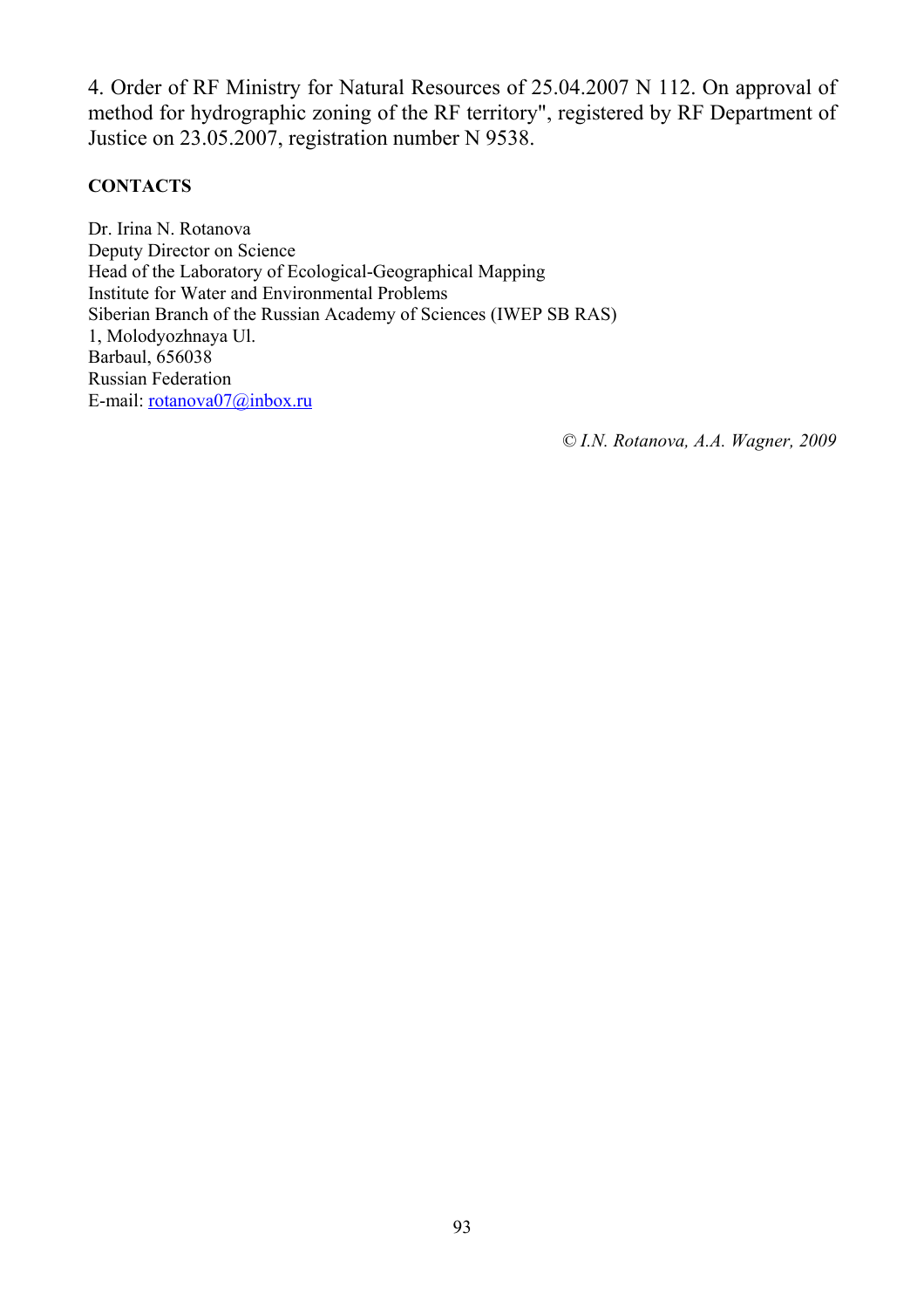4. Order of RF Ministry for Natural Resources of 25.04.2007 N 112. On approval of method for hydrographic zoning of the RF territory", registered by RF Department of Justice on 23.05.2007, registration number N 9538.

**CONTACTS**

Dr. Irina N. Rotanova
Deputy Director on Science
Head of the Laboratory of Ecological-Geographical Mapping
Institute for Water and Environmental Problems
Siberian Branch of the Russian Academy of Sciences (IWEP SB RAS)
1, Molodyozhnaya Ul.
Barbaul, 656038
Russian Federation
E-mail: rotanova07@inbox.ru

*© I.N. Rotanova, A.A. Wagner, 2009*